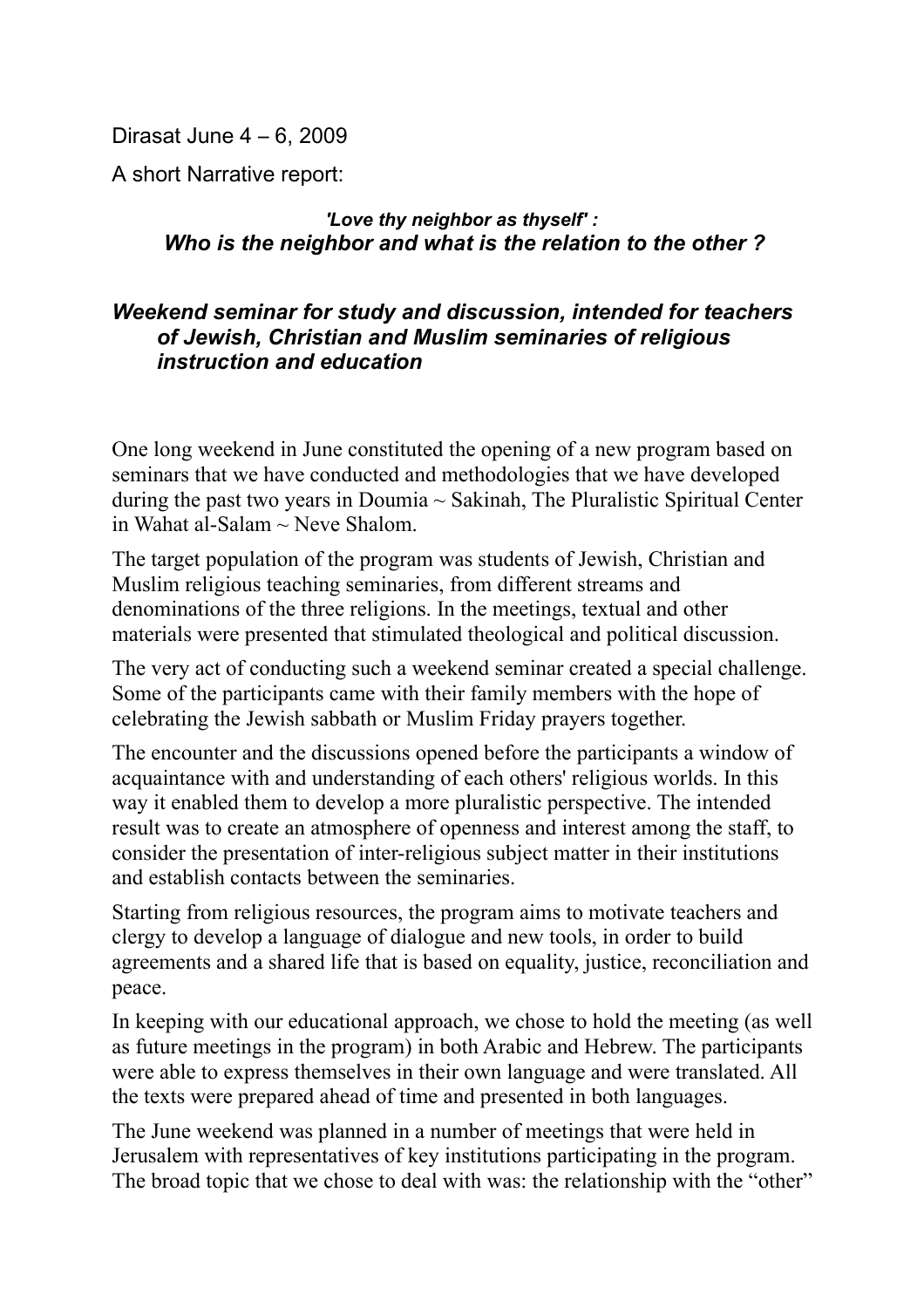Dirasat June 4 – 6, 2009

A short Narrative report:

### *'Love thy neighbor as thyself' :*
### *Who is the neighbor and what is the relation to the other ?*

### *Weekend seminar for study and discussion, intended for teachers of Jewish, Christian and Muslim seminaries of religious instruction and education*

One long weekend in June constituted the opening of a new program based on seminars that we have conducted and methodologies that we have developed during the past two years in Doumia ~ Sakinah, The Pluralistic Spiritual Center in Wahat al-Salam ~ Neve Shalom.

The target population of the program was students of Jewish, Christian and Muslim religious teaching seminaries, from different streams and denominations of the three religions. In the meetings, textual and other materials were presented that stimulated theological and political discussion.

The very act of conducting such a weekend seminar created a special challenge. Some of the participants came with their family members with the hope of celebrating the Jewish sabbath or Muslim Friday prayers together.

The encounter and the discussions opened before the participants a window of acquaintance with and understanding of each others' religious worlds. In this way it enabled them to develop a more pluralistic perspective. The intended result was to create an atmosphere of openness and interest among the staff, to consider the presentation of inter-religious subject matter in their institutions and establish contacts between the seminaries.

Starting from religious resources, the program aims to motivate teachers and clergy to develop a language of dialogue and new tools, in order to build agreements and a shared life that is based on equality, justice, reconciliation and peace.

In keeping with our educational approach, we chose to hold the meeting (as well as future meetings in the program) in both Arabic and Hebrew. The participants were able to express themselves in their own language and were translated. All the texts were prepared ahead of time and presented in both languages.

The June weekend was planned in a number of meetings that were held in Jerusalem with representatives of key institutions participating in the program. The broad topic that we chose to deal with was: the relationship with the "other"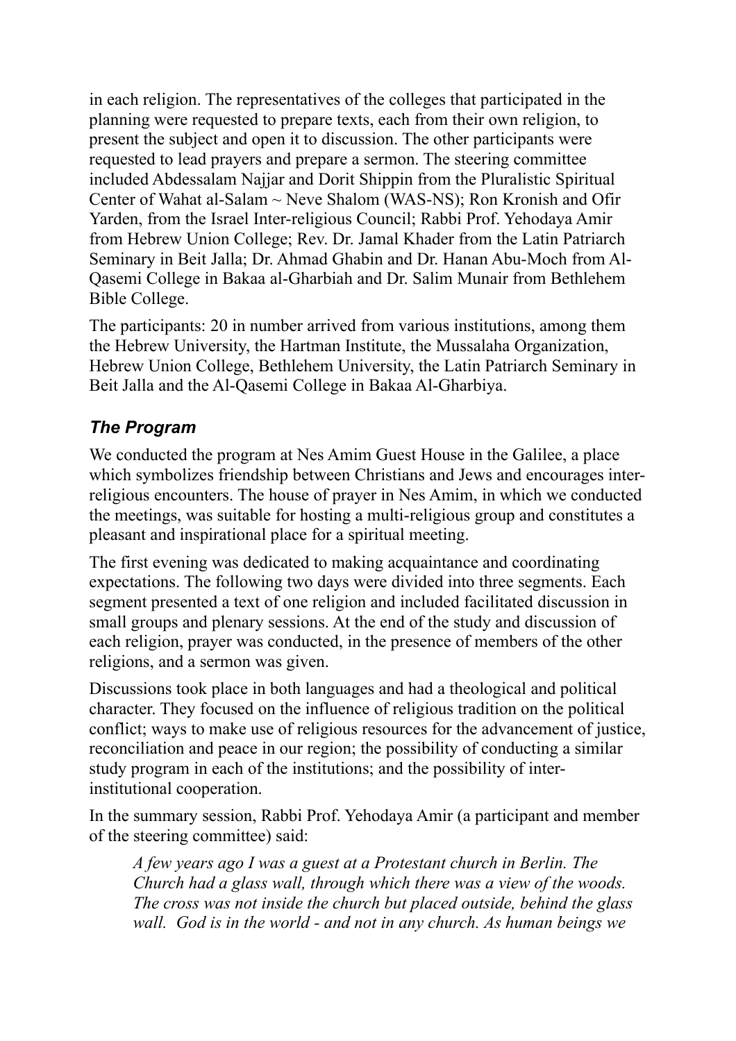in each religion. The representatives of the colleges that participated in the planning were requested to prepare texts, each from their own religion, to present the subject and open it to discussion. The other participants were requested to lead prayers and prepare a sermon. The steering committee included Abdessalam Najjar and Dorit Shippin from the Pluralistic Spiritual Center of Wahat al-Salam ~ Neve Shalom (WAS-NS); Ron Kronish and Ofir Yarden, from the Israel Inter-religious Council; Rabbi Prof. Yehodaya Amir from Hebrew Union College; Rev. Dr. Jamal Khader from the Latin Patriarch Seminary in Beit Jalla; Dr. Ahmad Ghabin and Dr. Hanan Abu-Moch from Al-Qasemi College in Bakaa al-Gharbiah and Dr. Salim Munair from Bethlehem Bible College.

The participants: 20 in number arrived from various institutions, among them the Hebrew University, the Hartman Institute, the Mussalaha Organization, Hebrew Union College, Bethlehem University, the Latin Patriarch Seminary in Beit Jalla and the Al-Qasemi College in Bakaa Al-Gharbiya.

### *The Program*

We conducted the program at Nes Amim Guest House in the Galilee, a place which symbolizes friendship between Christians and Jews and encourages inter-religious encounters. The house of prayer in Nes Amim, in which we conducted the meetings, was suitable for hosting a multi-religious group and constitutes a pleasant and inspirational place for a spiritual meeting.

The first evening was dedicated to making acquaintance and coordinating expectations. The following two days were divided into three segments. Each segment presented a text of one religion and included facilitated discussion in small groups and plenary sessions. At the end of the study and discussion of each religion, prayer was conducted, in the presence of members of the other religions, and a sermon was given.

Discussions took place in both languages and had a theological and political character. They focused on the influence of religious tradition on the political conflict; ways to make use of religious resources for the advancement of justice, reconciliation and peace in our region; the possibility of conducting a similar study program in each of the institutions; and the possibility of inter-institutional cooperation.

In the summary session, Rabbi Prof. Yehodaya Amir (a participant and member of the steering committee) said:

> *A few years ago I was a guest at a Protestant church in Berlin. The Church had a glass wall, through which there was a view of the woods. The cross was not inside the church but placed outside, behind the glass wall. God is in the world - and not in any church. As human beings we*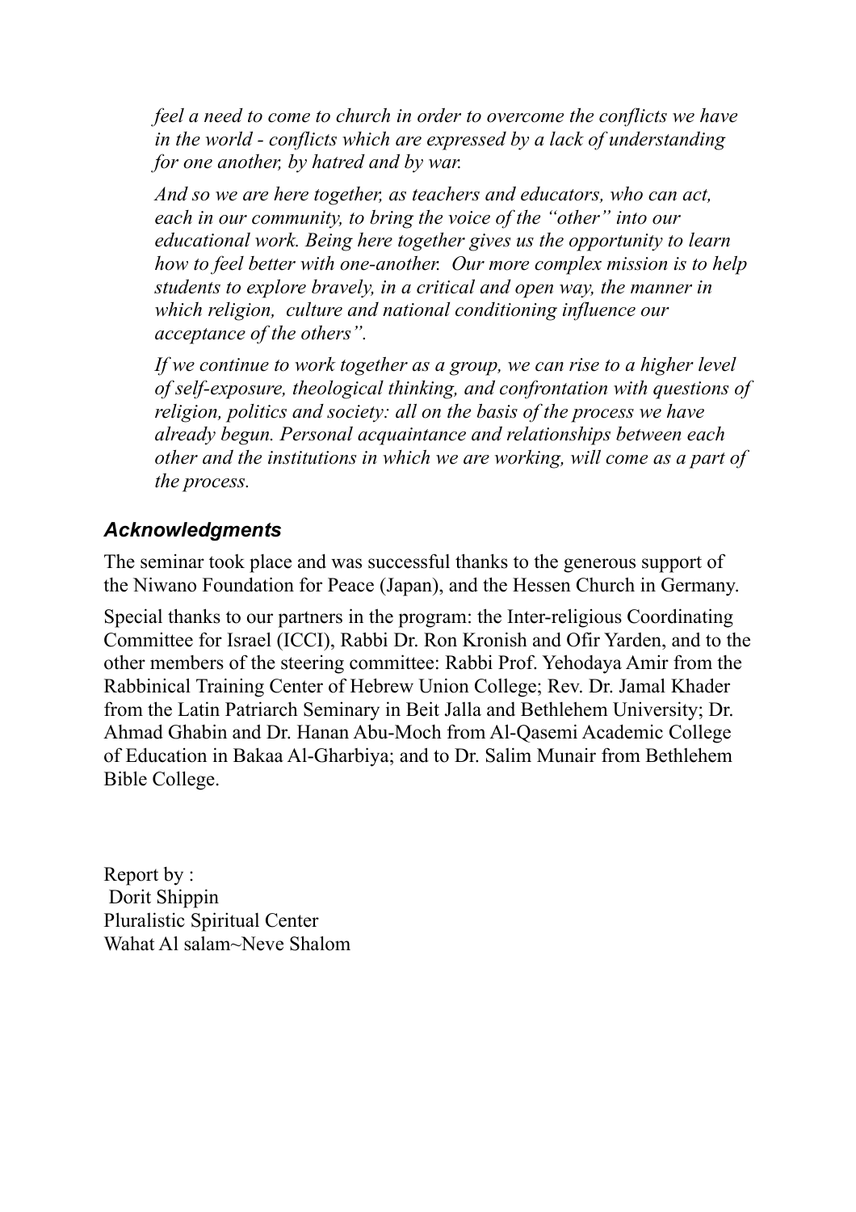*feel a need to come to church in order to overcome the conflicts we have in the world - conflicts which are expressed by a lack of understanding for one another, by hatred and by war.*

*And so we are here together, as teachers and educators, who can act, each in our community, to bring the voice of the "other" into our educational work. Being here together gives us the opportunity to learn how to feel better with one-another. Our more complex mission is to help students to explore bravely, in a critical and open way, the manner in which religion, culture and national conditioning influence our acceptance of the others".*

*If we continue to work together as a group, we can rise to a higher level of self-exposure, theological thinking, and confrontation with questions of religion, politics and society: all on the basis of the process we have already begun. Personal acquaintance and relationships between each other and the institutions in which we are working, will come as a part of the process.*

### *Acknowledgments*

The seminar took place and was successful thanks to the generous support of the Niwano Foundation for Peace (Japan), and the Hessen Church in Germany.

Special thanks to our partners in the program: the Inter-religious Coordinating Committee for Israel (ICCI), Rabbi Dr. Ron Kronish and Ofir Yarden, and to the other members of the steering committee: Rabbi Prof. Yehodaya Amir from the Rabbinical Training Center of Hebrew Union College; Rev. Dr. Jamal Khader from the Latin Patriarch Seminary in Beit Jalla and Bethlehem University; Dr. Ahmad Ghabin and Dr. Hanan Abu-Moch from Al-Qasemi Academic College of Education in Bakaa Al-Gharbiya; and to Dr. Salim Munair from Bethlehem Bible College.

Report by :
Dorit Shippin
Pluralistic Spiritual Center
Wahat Al salam~Neve Shalom